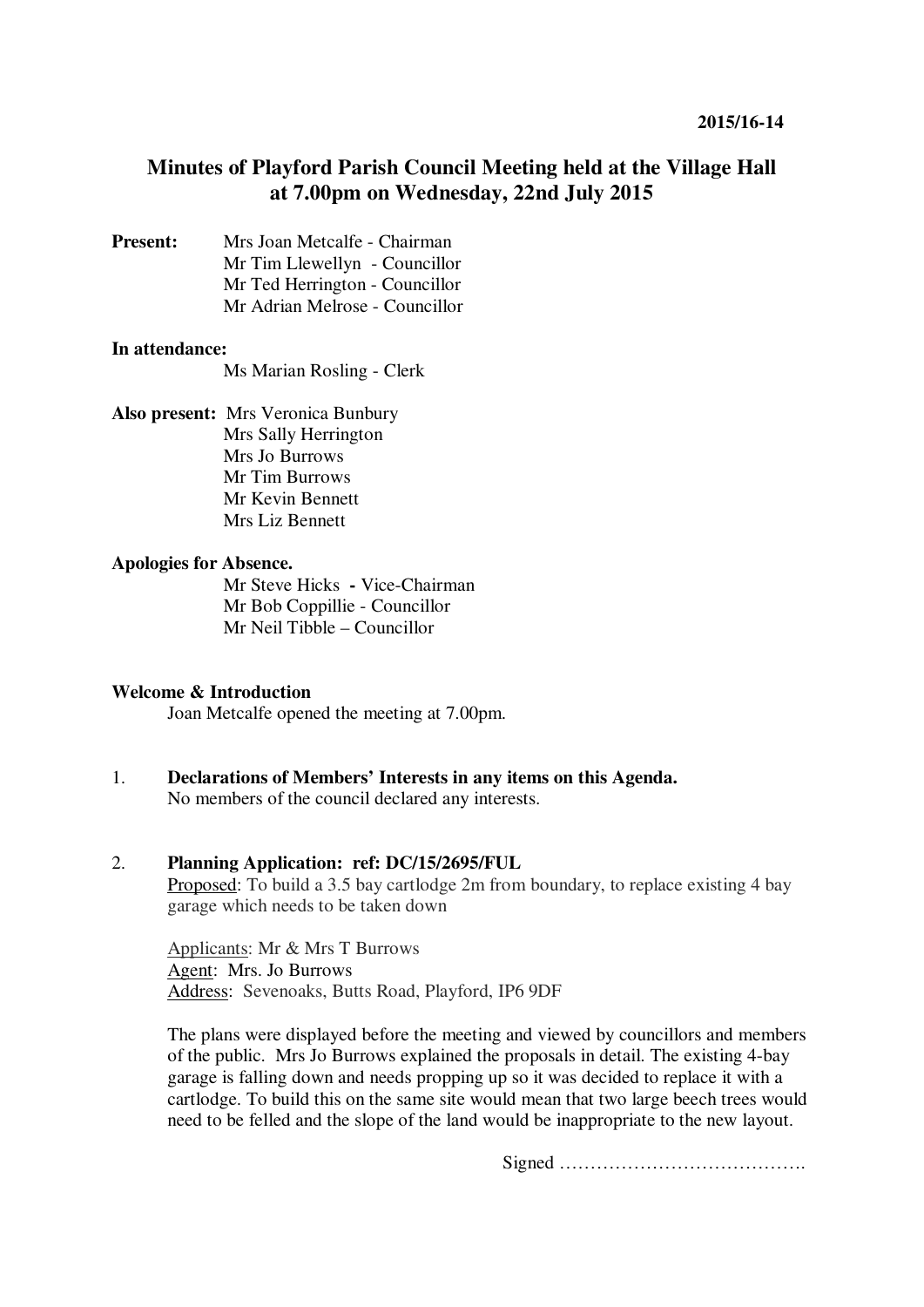2015/16-14

# Minutes of Playford Parish Council Meeting held at the Village Hall at 7.00pm on Wednesday, 22nd July 2015

**Present:**
Mrs Joan Metcalfe - Chairman
Mr Tim Llewellyn - Councillor
Mr Ted Herrington - Councillor
Mr Adrian Melrose - Councillor

**In attendance:**
Ms Marian Rosling - Clerk

**Also present:**
Mrs Veronica Bunbury
Mrs Sally Herrington
Mrs Jo Burrows
Mr Tim Burrows
Mr Kevin Bennett
Mrs Liz Bennett

**Apologies for Absence.**
Mr Steve Hicks **-** Vice-Chairman
Mr Bob Coppillie - Councillor
Mr Neil Tibble – Councillor

**Welcome & Introduction**

Joan Metcalfe opened the meeting at 7.00pm.

1. **Declarations of Members' Interests in any items on this Agenda.**
   No members of the council declared any interests.

2. **Planning Application: ref: DC/15/2695/FUL**
   Proposed: To build a 3.5 bay cartlodge 2m from boundary, to replace existing 4 bay garage which needs to be taken down

   Applicants: Mr & Mrs T Burrows
   Agent: Mrs. Jo Burrows
   Address: Sevenoaks, Butts Road, Playford, IP6 9DF

   The plans were displayed before the meeting and viewed by councillors and members of the public. Mrs Jo Burrows explained the proposals in detail. The existing 4-bay garage is falling down and needs propping up so it was decided to replace it with a cartlodge. To build this on the same site would mean that two large beech trees would need to be felled and the slope of the land would be inappropriate to the new layout.

Signed ………………………………….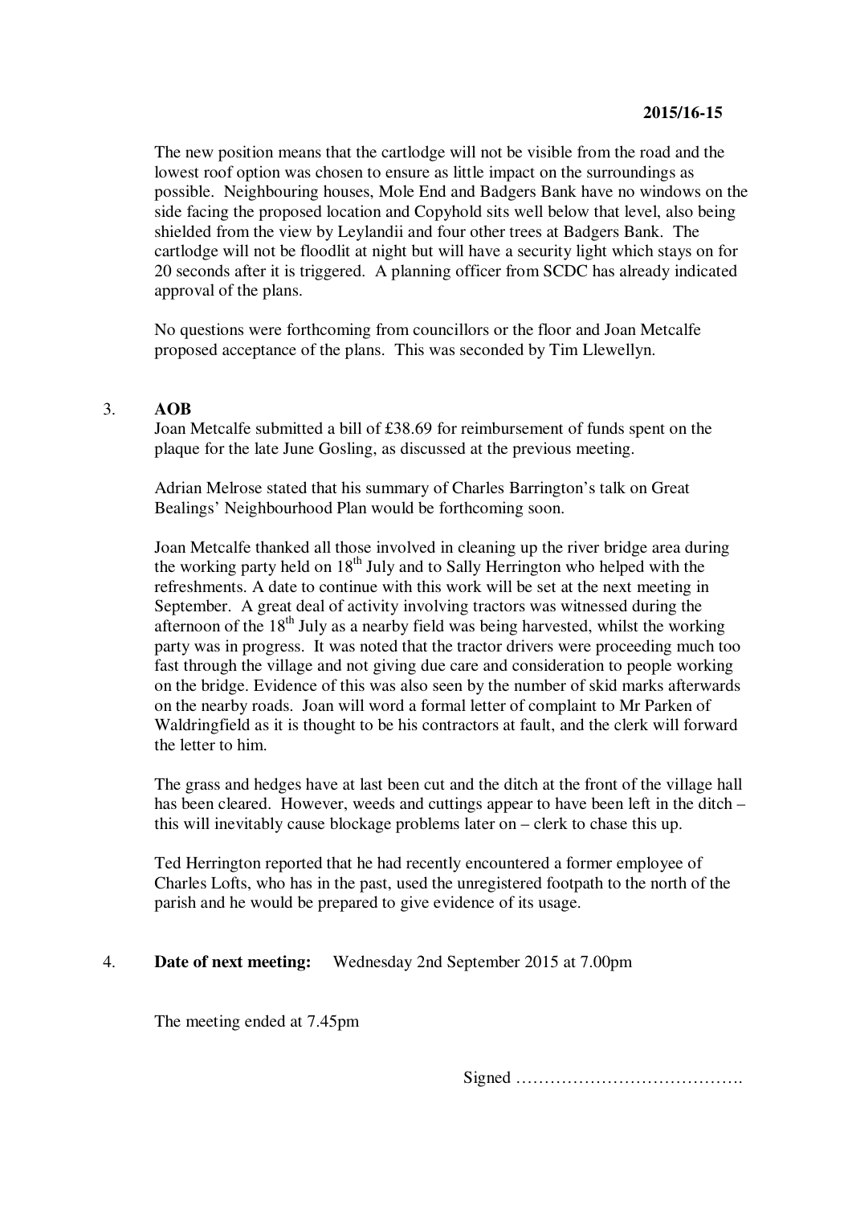The new position means that the cartlodge will not be visible from the road and the lowest roof option was chosen to ensure as little impact on the surroundings as possible. Neighbouring houses, Mole End and Badgers Bank have no windows on the side facing the proposed location and Copyhold sits well below that level, also being shielded from the view by Leylandii and four other trees at Badgers Bank. The cartlodge will not be floodlit at night but will have a security light which stays on for 20 seconds after it is triggered. A planning officer from SCDC has already indicated approval of the plans.

No questions were forthcoming from councillors or the floor and Joan Metcalfe proposed acceptance of the plans. This was seconded by Tim Llewellyn.

3. **AOB**

Joan Metcalfe submitted a bill of £38.69 for reimbursement of funds spent on the plaque for the late June Gosling, as discussed at the previous meeting.

Adrian Melrose stated that his summary of Charles Barrington's talk on Great Bealings' Neighbourhood Plan would be forthcoming soon.

Joan Metcalfe thanked all those involved in cleaning up the river bridge area during the working party held on 18th July and to Sally Herrington who helped with the refreshments. A date to continue with this work will be set at the next meeting in September. A great deal of activity involving tractors was witnessed during the afternoon of the 18th July as a nearby field was being harvested, whilst the working party was in progress. It was noted that the tractor drivers were proceeding much too fast through the village and not giving due care and consideration to people working on the bridge. Evidence of this was also seen by the number of skid marks afterwards on the nearby roads. Joan will word a formal letter of complaint to Mr Parken of Waldringfield as it is thought to be his contractors at fault, and the clerk will forward the letter to him.

The grass and hedges have at last been cut and the ditch at the front of the village hall has been cleared. However, weeds and cuttings appear to have been left in the ditch – this will inevitably cause blockage problems later on – clerk to chase this up.

Ted Herrington reported that he had recently encountered a former employee of Charles Lofts, who has in the past, used the unregistered footpath to the north of the parish and he would be prepared to give evidence of its usage.

4. **Date of next meeting:** Wednesday 2nd September 2015 at 7.00pm

The meeting ended at 7.45pm

Signed ………………………………….